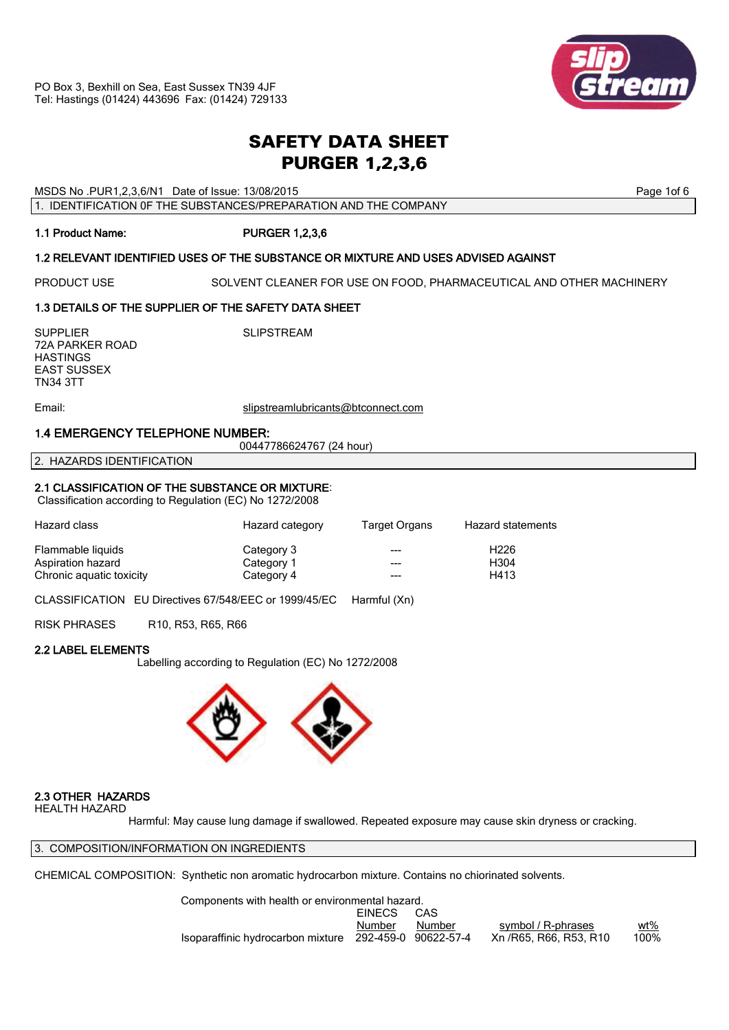PO Box 3, Bexhill on Sea, East Sussex TN39 4JF
Tel: Hastings (01424) 443696 Fax: (01424) 729133

# SAFETY DATA SHEET
# PURGER 1,2,3,6

MSDS No .PUR1,2,3,6/N1 Date of Issue: 13/08/2015

## 1. IDENTIFICATION 0F THE SUBSTANCES/PREPARATION AND THE COMPANY

**1.1 Product Name:** **PURGER 1,2,3,6**

**1.2 RELEVANT IDENTIFIED USES OF THE SUBSTANCE OR MIXTURE AND USES ADVISED AGAINST**

PRODUCT USE SOLVENT CLEANER FOR USE ON FOOD, PHARMACEUTICAL AND OTHER MACHINERY

**1.3 DETAILS OF THE SUPPLIER OF THE SAFETY DATA SHEET**

SUPPLIER SLIPSTREAM
72A PARKER ROAD
HASTINGS
EAST SUSSEX
TN34 3TT

Email: slipstreamlubricants@btconnect.com

**1.4 EMERGENCY TELEPHONE NUMBER:**
00447786624767 (24 hour)

## 2. HAZARDS IDENTIFICATION

**2.1 CLASSIFICATION OF THE SUBSTANCE OR MIXTURE**:
Classification according to Regulation (EC) No 1272/2008

| Hazard class | Hazard category | Target Organs | Hazard statements |
|---|---|---|---|
| Flammable liquids | Category 3 | --- | H226 |
| Aspiration hazard | Category 1 | --- | H304 |
| Chronic aquatic toxicity | Category 4 | --- | H413 |

CLASSIFICATION EU Directives 67/548/EEC or 1999/45/EC Harmful (Xn)

RISK PHRASES R10, R53, R65, R66

**2.2 LABEL ELEMENTS**
Labelling according to Regulation (EC) No 1272/2008

**2.3 OTHER HAZARDS**
HEALTH HAZARD
Harmful: May cause lung damage if swallowed. Repeated exposure may cause skin dryness or cracking.

## 3. COMPOSITION/INFORMATION ON INGREDIENTS

CHEMICAL COMPOSITION: Synthetic non aromatic hydrocarbon mixture. Contains no chiorinated solvents.

Components with health or environmental hazard.

| | EINECS Number | CAS Number | symbol / R-phrases | wt% |
|---|---|---|---|---|
| Isoparaffinic hydrocarbon mixture | 292-459-0 | 90622-57-4 | Xn /R65, R66, R53, R10 | 100% |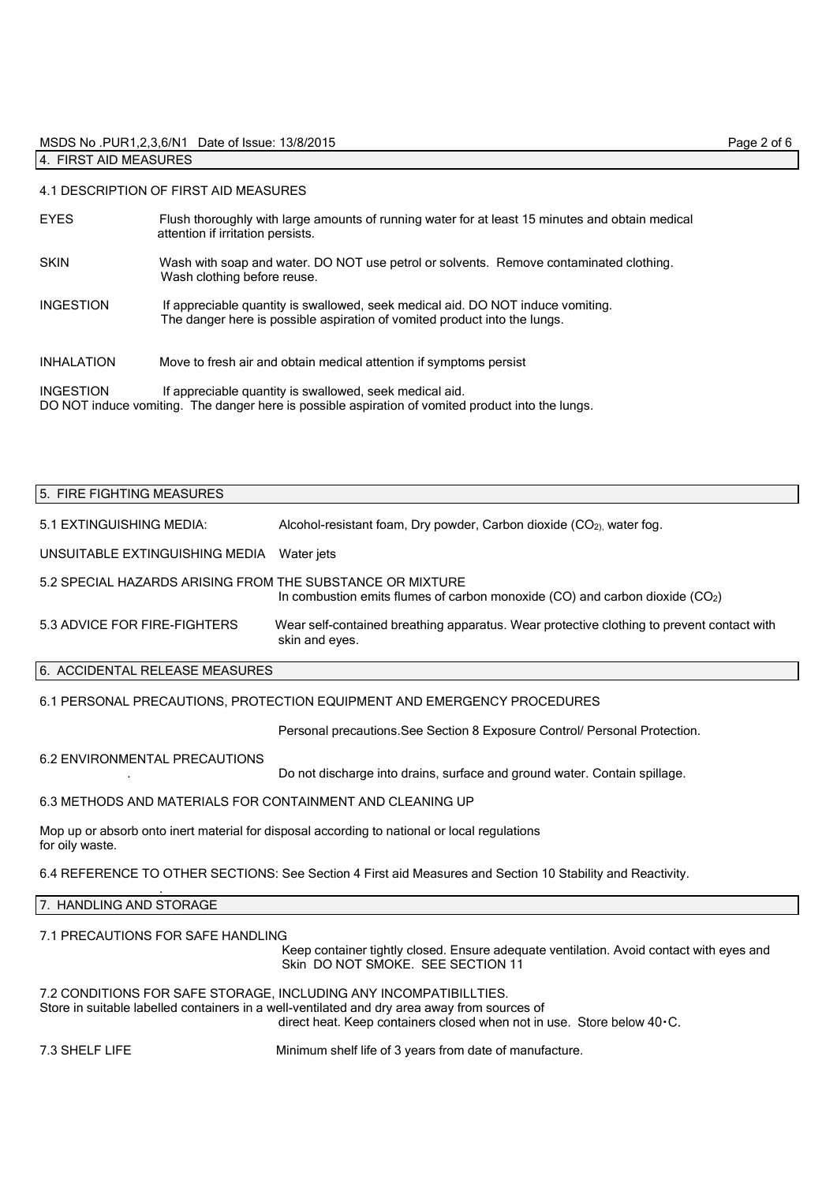## 4. FIRST AID MEASURES

### 4.1 DESCRIPTION OF FIRST AID MEASURES

**EYES** Flush thoroughly with large amounts of running water for at least 15 minutes and obtain medical attention if irritation persists.

**SKIN** Wash with soap and water. DO NOT use petrol or solvents. Remove contaminated clothing. Wash clothing before reuse.

**INGESTION** If appreciable quantity is swallowed, seek medical aid. DO NOT induce vomiting. The danger here is possible aspiration of vomited product into the lungs.

**INHALATION** Move to fresh air and obtain medical attention if symptoms persist

**INGESTION** If appreciable quantity is swallowed, seek medical aid. DO NOT induce vomiting. The danger here is possible aspiration of vomited product into the lungs.

## 5. FIRE FIGHTING MEASURES

**5.1 EXTINGUISHING MEDIA:** Alcohol-resistant foam, Dry powder, Carbon dioxide ($CO_2$), water fog.

**UNSUITABLE EXTINGUISHING MEDIA** Water jets

**5.2 SPECIAL HAZARDS ARISING FROM THE SUBSTANCE OR MIXTURE** In combustion emits flumes of carbon monoxide (CO) and carbon dioxide ($CO_2$)

**5.3 ADVICE FOR FIRE-FIGHTERS** Wear self-contained breathing apparatus. Wear protective clothing to prevent contact with skin and eyes.

## 6. ACCIDENTAL RELEASE MEASURES

### 6.1 PERSONAL PRECAUTIONS, PROTECTION EQUIPMENT AND EMERGENCY PROCEDURES

Personal precautions.See Section 8 Exposure Control/ Personal Protection.

### 6.2 ENVIRONMENTAL PRECAUTIONS

Do not discharge into drains, surface and ground water. Contain spillage.

### 6.3 METHODS AND MATERIALS FOR CONTAINMENT AND CLEANING UP

Mop up or absorb onto inert material for disposal according to national or local regulations for oily waste.

6.4 REFERENCE TO OTHER SECTIONS: See Section 4 First aid Measures and Section 10 Stability and Reactivity.

## 7. HANDLING AND STORAGE

### 7.1 PRECAUTIONS FOR SAFE HANDLING

Keep container tightly closed. Ensure adequate ventilation. Avoid contact with eyes and Skin DO NOT SMOKE. SEE SECTION 11

### 7.2 CONDITIONS FOR SAFE STORAGE, INCLUDING ANY INCOMPATIBILLTIES.

Store in suitable labelled containers in a well-ventilated and dry area away from sources of direct heat. Keep containers closed when not in use. Store below 40・C.

**7.3 SHELF LIFE** Minimum shelf life of 3 years from date of manufacture.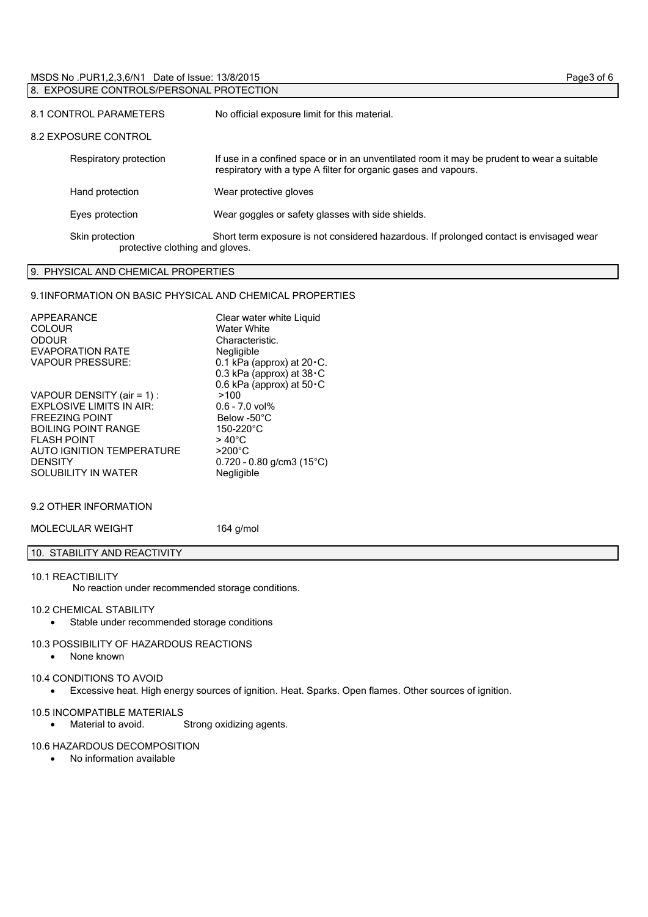## 8. EXPOSURE CONTROLS/PERSONAL PROTECTION

**8.1 CONTROL PARAMETERS** No official exposure limit for this material.

**8.2 EXPOSURE CONTROL**

| | |
|---|---|
| Respiratory protection | If use in a confined space or in an unventilated room it may be prudent to wear a suitable respiratory with a type A filter for organic gases and vapours. |
| Hand protection | Wear protective gloves |
| Eyes protection | Wear goggles or safety glasses with side shields. |
| Skin protection | Short term exposure is not considered hazardous. If prolonged contact is envisaged wear protective clothing and gloves. |

## 9. PHYSICAL AND CHEMICAL PROPERTIES

**9.1INFORMATION ON BASIC PHYSICAL AND CHEMICAL PROPERTIES**

| | |
|---|---|
| APPEARANCE | Clear water white Liquid |
| COLOUR | Water White |
| ODOUR | Characteristic. |
| EVAPORATION RATE | Negligible |
| VAPOUR PRESSURE: | 0.1 kPa (approx) at 20·C.<br>0.3 kPa (approx) at 38·C<br>0.6 kPa (approx) at 50·C |
| VAPOUR DENSITY (air = 1) : | >100 |
| EXPLOSIVE LIMITS IN AIR: | 0.6 – 7.0 vol% |
| FREEZING POINT | Below -50°C |
| BOILING POINT RANGE | 150-220°C |
| FLASH POINT | > 40°C |
| AUTO IGNITION TEMPERATURE | >200°C |
| DENSITY | 0.720 – 0.80 g/cm3 (15°C) |
| SOLUBILITY IN WATER | Negligible |

**9.2 OTHER INFORMATION**

| | |
|---|---|
| MOLECULAR WEIGHT | 164 g/mol |

## 10. STABILITY AND REACTIVITY

**10.1 REACTIBILITY**

No reaction under recommended storage conditions.

**10.2 CHEMICAL STABILITY**

- Stable under recommended storage conditions

**10.3 POSSIBILITY OF HAZARDOUS REACTIONS**

- None known

**10.4 CONDITIONS TO AVOID**

- Excessive heat. High energy sources of ignition. Heat. Sparks. Open flames. Other sources of ignition.

**10.5 INCOMPATIBLE MATERIALS**

- Material to avoid. Strong oxidizing agents.

**10.6 HAZARDOUS DECOMPOSITION**

- No information available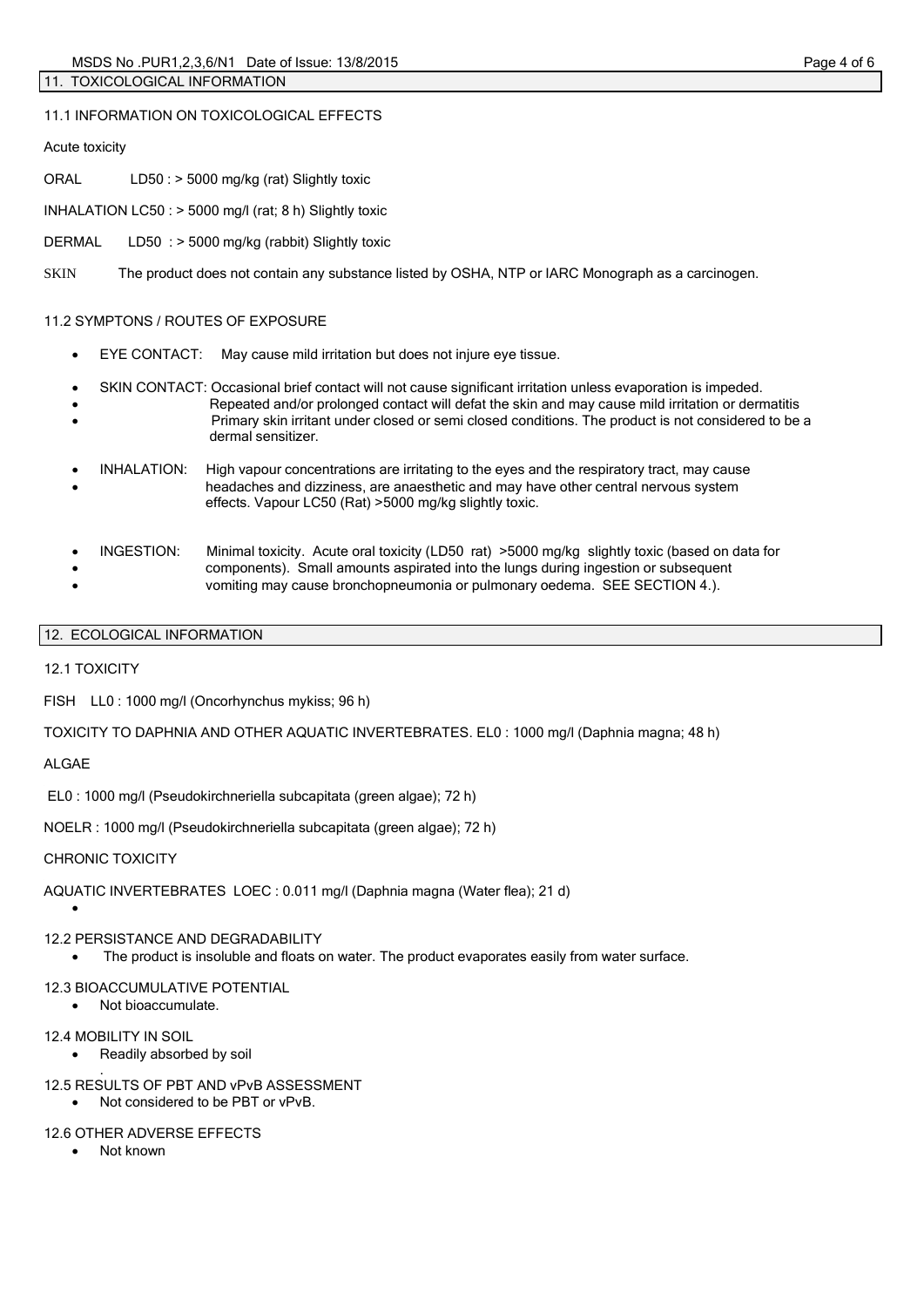## 11. TOXICOLOGICAL INFORMATION

### 11.1 INFORMATION ON TOXICOLOGICAL EFFECTS

Acute toxicity

ORAL LD50 : > 5000 mg/kg (rat) Slightly toxic

INHALATION LC50 : > 5000 mg/l (rat; 8 h) Slightly toxic

DERMAL LD50 : > 5000 mg/kg (rabbit) Slightly toxic

SKIN The product does not contain any substance listed by OSHA, NTP or IARC Monograph as a carcinogen.

### 11.2 SYMPTONS / ROUTES OF EXPOSURE

- EYE CONTACT: May cause mild irritation but does not injure eye tissue.

- SKIN CONTACT: Occasional brief contact will not cause significant irritation unless evaporation is impeded.
- Repeated and/or prolonged contact will defat the skin and may cause mild irritation or dermatitis
- Primary skin irritant under closed or semi closed conditions. The product is not considered to be a dermal sensitizer.

- INHALATION: High vapour concentrations are irritating to the eyes and the respiratory tract, may cause
- headaches and dizziness, are anaesthetic and may have other central nervous system effects. Vapour LC50 (Rat) >5000 mg/kg slightly toxic.

- INGESTION: Minimal toxicity. Acute oral toxicity (LD50 rat) >5000 mg/kg slightly toxic (based on data for
- components). Small amounts aspirated into the lungs during ingestion or subsequent
- vomiting may cause bronchopneumonia or pulmonary oedema. SEE SECTION 4.).

## 12. ECOLOGICAL INFORMATION

### 12.1 TOXICITY

FISH LL0 : 1000 mg/l (Oncorhynchus mykiss; 96 h)

TOXICITY TO DAPHNIA AND OTHER AQUATIC INVERTEBRATES. EL0 : 1000 mg/l (Daphnia magna; 48 h)

ALGAE

EL0 : 1000 mg/l (Pseudokirchneriella subcapitata (green algae); 72 h)

NOELR : 1000 mg/l (Pseudokirchneriella subcapitata (green algae); 72 h)

CHRONIC TOXICITY

AQUATIC INVERTEBRATES LOEC : 0.011 mg/l (Daphnia magna (Water flea); 21 d)

### 12.2 PERSISTANCE AND DEGRADABILITY

- The product is insoluble and floats on water. The product evaporates easily from water surface.

### 12.3 BIOACCUMULATIVE POTENTIAL

- Not bioaccumulate.

### 12.4 MOBILITY IN SOIL

- Readily absorbed by soil

### 12.5 RESULTS OF PBT AND vPvB ASSESSMENT

- Not considered to be PBT or vPvB.

### 12.6 OTHER ADVERSE EFFECTS

- Not known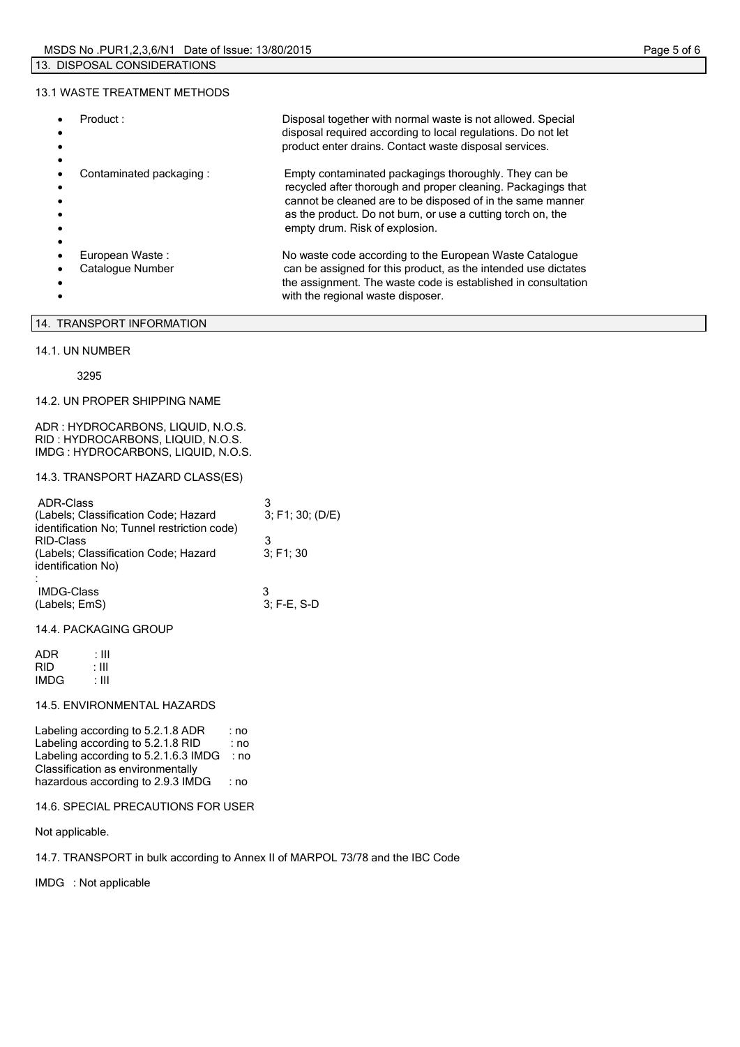## 13. DISPOSAL CONSIDERATIONS

### 13.1 WASTE TREATMENT METHODS

| | |
|---|---|
| Product : | Disposal together with normal waste is not allowed. Special disposal required according to local regulations. Do not let product enter drains. Contact waste disposal services. |
| Contaminated packaging : | Empty contaminated packagings thoroughly. They can be recycled after thorough and proper cleaning. Packagings that cannot be cleaned are to be disposed of in the same manner as the product. Do not burn, or use a cutting torch on, the empty drum. Risk of explosion. |
| European Waste : Catalogue Number | No waste code according to the European Waste Catalogue can be assigned for this product, as the intended use dictates the assignment. The waste code is established in consultation with the regional waste disposer. |

## 14. TRANSPORT INFORMATION

### 14.1. UN NUMBER

3295

### 14.2. UN PROPER SHIPPING NAME

ADR : HYDROCARBONS, LIQUID, N.O.S.
RID : HYDROCARBONS, LIQUID, N.O.S.
IMDG : HYDROCARBONS, LIQUID, N.O.S.

### 14.3. TRANSPORT HAZARD CLASS(ES)

| | |
|---|---|
| ADR-Class | 3 |
| (Labels; Classification Code; Hazard identification No; Tunnel restriction code) | 3; F1; 30; (D/E) |
| RID-Class | 3 |
| (Labels; Classification Code; Hazard identification No) : | 3; F1; 30 |
| IMDG-Class | 3 |
| (Labels; EmS) | 3; F-E, S-D |

### 14.4. PACKAGING GROUP

ADR : III
RID : III
IMDG : III

### 14.5. ENVIRONMENTAL HAZARDS

Labeling according to 5.2.1.8 ADR : no
Labeling according to 5.2.1.8 RID : no
Labeling according to 5.2.1.6.3 IMDG : no
Classification as environmentally hazardous according to 2.9.3 IMDG : no

### 14.6. SPECIAL PRECAUTIONS FOR USER

Not applicable.

### 14.7. TRANSPORT in bulk according to Annex II of MARPOL 73/78 and the IBC Code

IMDG : Not applicable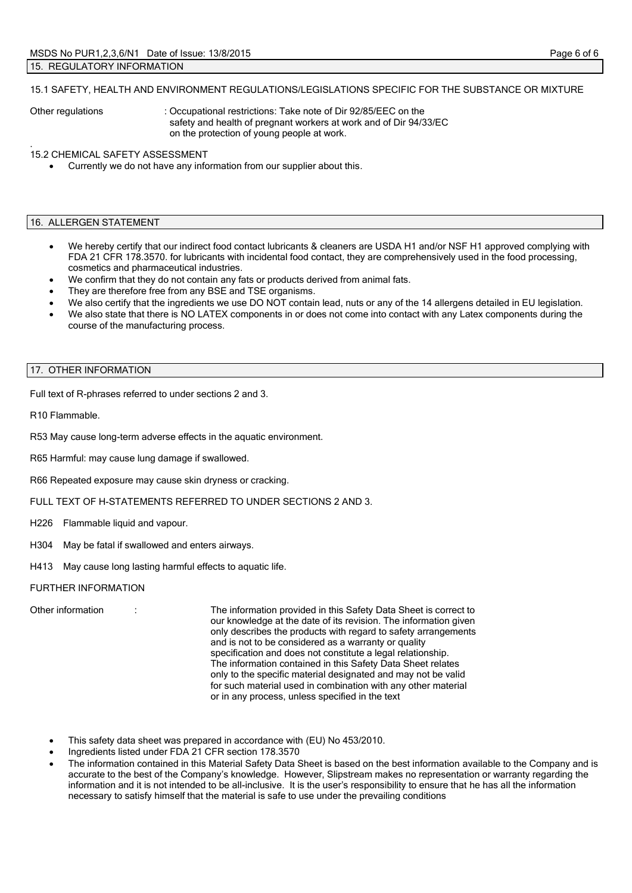## 15. REGULATORY INFORMATION

15.1 SAFETY, HEALTH AND ENVIRONMENT REGULATIONS/LEGISLATIONS SPECIFIC FOR THE SUBSTANCE OR MIXTURE

Other regulations : Occupational restrictions: Take note of Dir 92/85/EEC on the safety and health of pregnant workers at work and of Dir 94/33/EC on the protection of young people at work.

15.2 CHEMICAL SAFETY ASSESSMENT

- Currently we do not have any information from our supplier about this.

## 16. ALLERGEN STATEMENT

- We hereby certify that our indirect food contact lubricants & cleaners are USDA H1 and/or NSF H1 approved complying with FDA 21 CFR 178.3570. for lubricants with incidental food contact, they are comprehensively used in the food processing, cosmetics and pharmaceutical industries.
- We confirm that they do not contain any fats or products derived from animal fats.
- They are therefore free from any BSE and TSE organisms.
- We also certify that the ingredients we use DO NOT contain lead, nuts or any of the 14 allergens detailed in EU legislation.
- We also state that there is NO LATEX components in or does not come into contact with any Latex components during the course of the manufacturing process.

## 17. OTHER INFORMATION

Full text of R-phrases referred to under sections 2 and 3.

R10 Flammable.

R53 May cause long-term adverse effects in the aquatic environment.

R65 Harmful: may cause lung damage if swallowed.

R66 Repeated exposure may cause skin dryness or cracking.

FULL TEXT OF H-STATEMENTS REFERRED TO UNDER SECTIONS 2 AND 3.

H226 Flammable liquid and vapour.

H304 May be fatal if swallowed and enters airways.

H413 May cause long lasting harmful effects to aquatic life.

FURTHER INFORMATION

Other information : The information provided in this Safety Data Sheet is correct to our knowledge at the date of its revision. The information given only describes the products with regard to safety arrangements and is not to be considered as a warranty or quality specification and does not constitute a legal relationship. The information contained in this Safety Data Sheet relates only to the specific material designated and may not be valid for such material used in combination with any other material or in any process, unless specified in the text

- This safety data sheet was prepared in accordance with (EU) No 453/2010.
- Ingredients listed under FDA 21 CFR section 178.3570
- The information contained in this Material Safety Data Sheet is based on the best information available to the Company and is accurate to the best of the Company's knowledge. However, Slipstream makes no representation or warranty regarding the information and it is not intended to be all-inclusive. It is the user's responsibility to ensure that he has all the information necessary to satisfy himself that the material is safe to use under the prevailing conditions